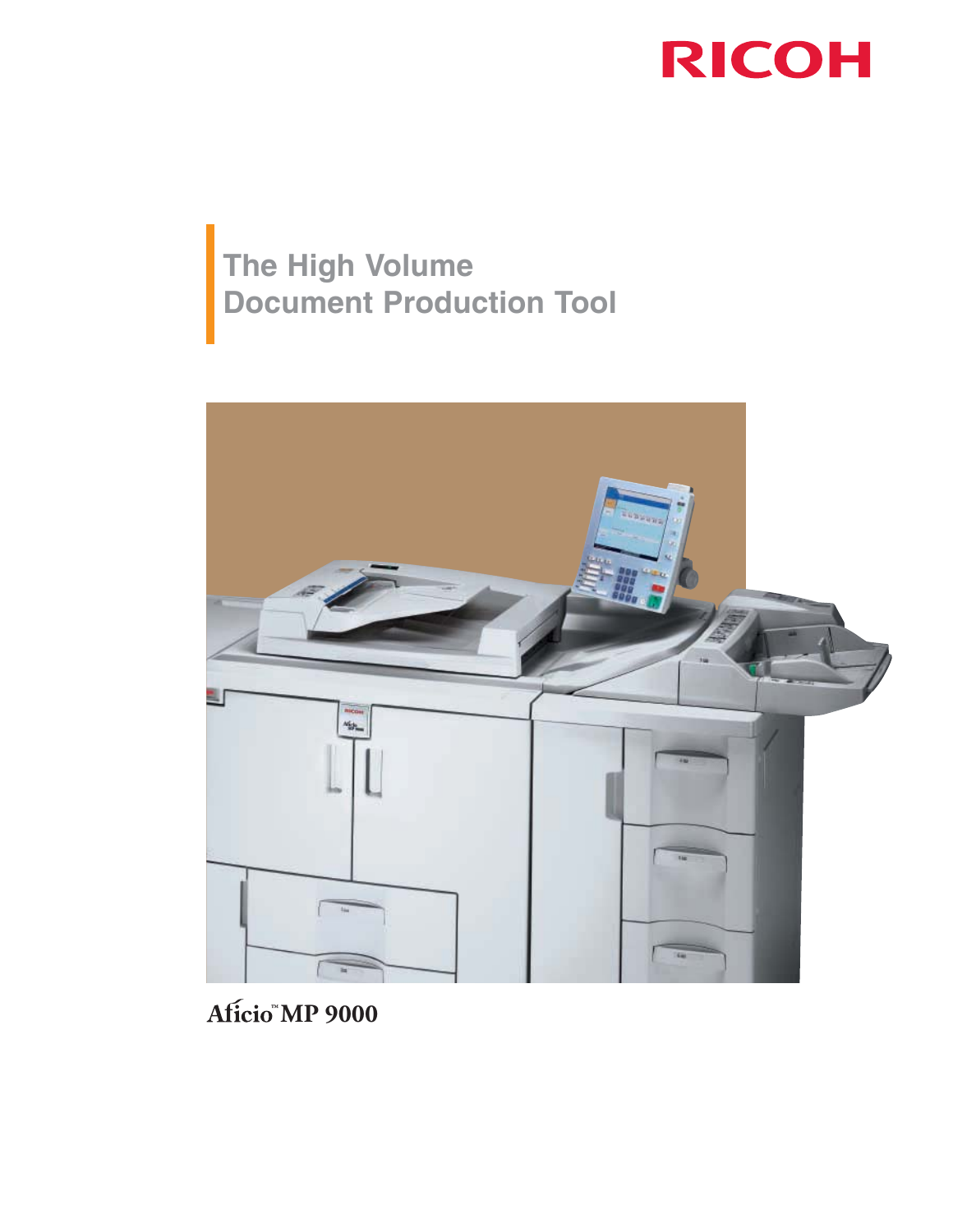RICOH

# The High Volume Document Production Tool

Aficio™ MP 9000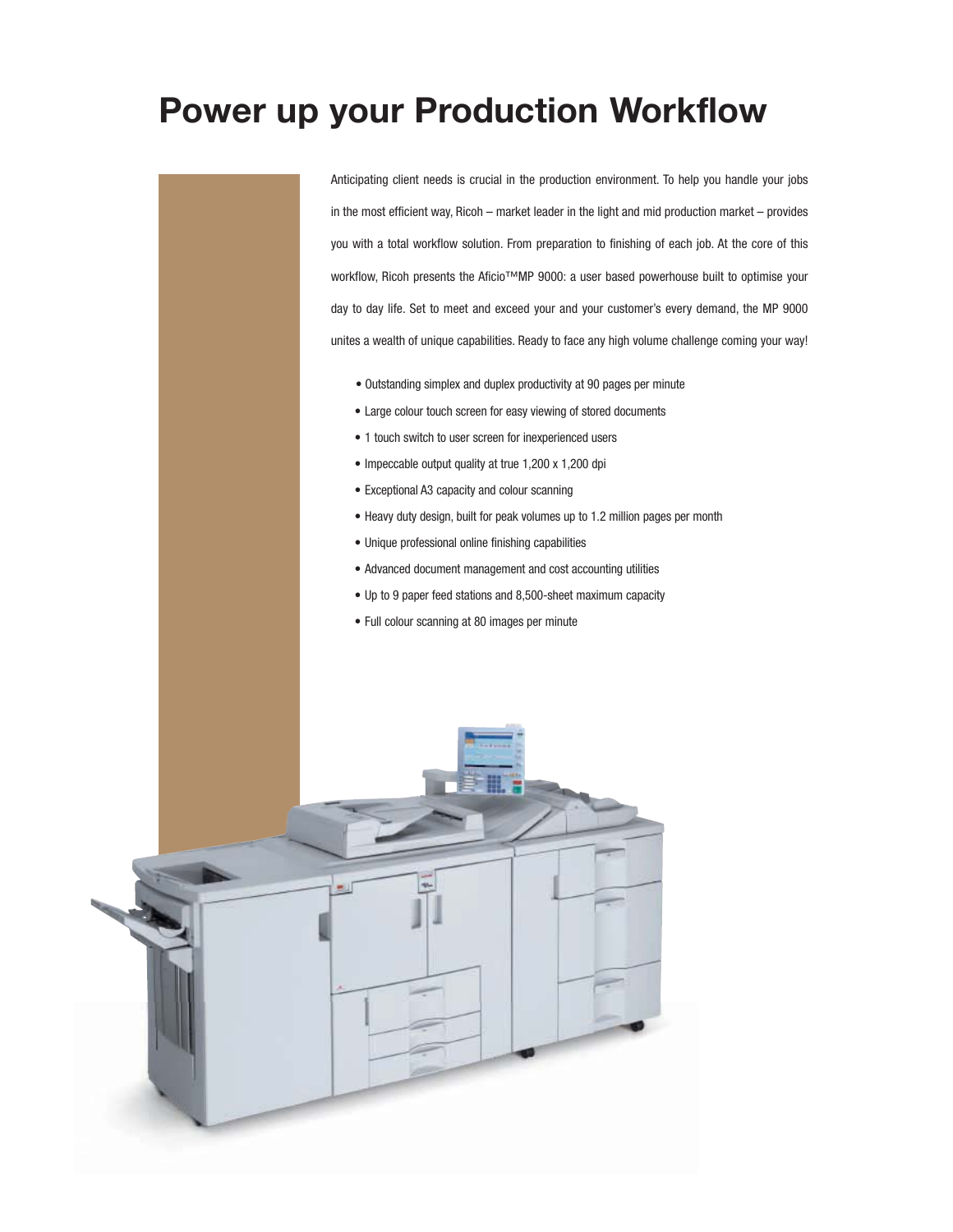# Power up your Production Workflow

Anticipating client needs is crucial in the production environment. To help you handle your jobs in the most efficient way, Ricoh – market leader in the light and mid production market – provides you with a total workflow solution. From preparation to finishing of each job. At the core of this workflow, Ricoh presents the Aficio™MP 9000: a user based powerhouse built to optimise your day to day life. Set to meet and exceed your and your customer's every demand, the MP 9000 unites a wealth of unique capabilities. Ready to face any high volume challenge coming your way!

- Outstanding simplex and duplex productivity at 90 pages per minute
- Large colour touch screen for easy viewing of stored documents
- 1 touch switch to user screen for inexperienced users
- Impeccable output quality at true 1,200 x 1,200 dpi
- Exceptional A3 capacity and colour scanning
- Heavy duty design, built for peak volumes up to 1.2 million pages per month
- Unique professional online finishing capabilities
- Advanced document management and cost accounting utilities
- Up to 9 paper feed stations and 8,500-sheet maximum capacity
- Full colour scanning at 80 images per minute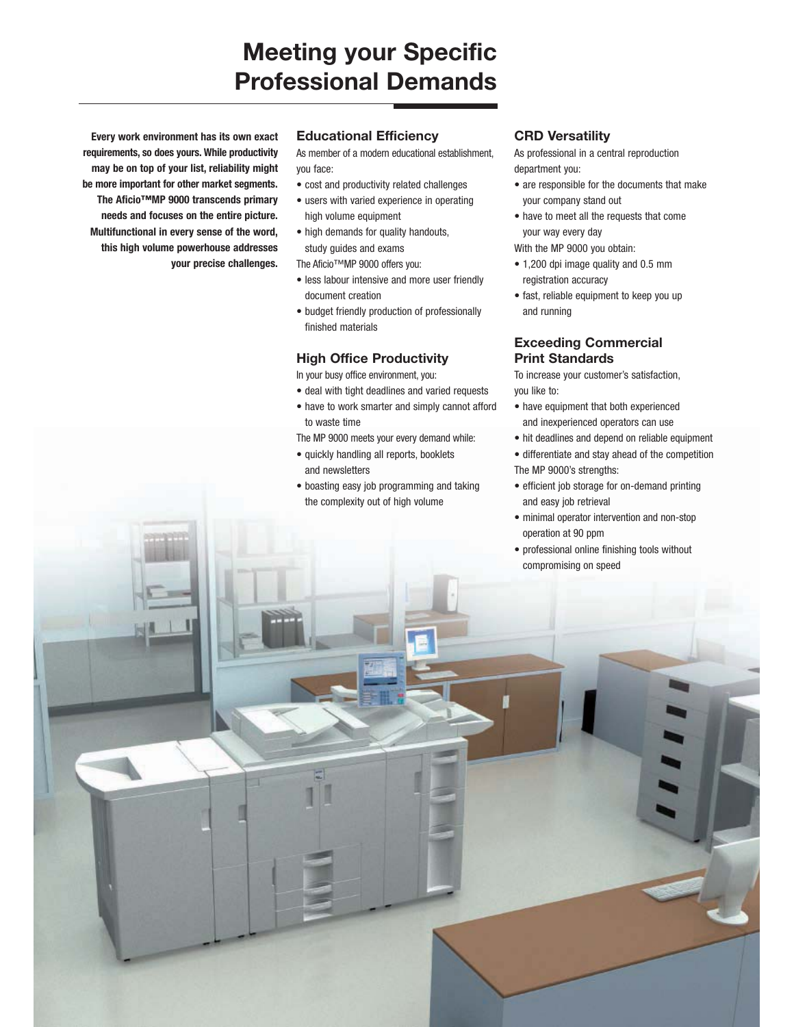# Meeting your Specific Professional Demands

**Every work environment has its own exact requirements, so does yours. While productivity may be on top of your list, reliability might be more important for other market segments. The Aficio™MP 9000 transcends primary needs and focuses on the entire picture. Multifunctional in every sense of the word, this high volume powerhouse addresses your precise challenges.**

## Educational Efficiency

As member of a modern educational establishment, you face:

- cost and productivity related challenges
- users with varied experience in operating high volume equipment
- high demands for quality handouts, study guides and exams

The Aficio™MP 9000 offers you:

- less labour intensive and more user friendly document creation
- budget friendly production of professionally finished materials

## High Office Productivity

In your busy office environment, you:

- deal with tight deadlines and varied requests
- have to work smarter and simply cannot afford to waste time

The MP 9000 meets your every demand while:

- quickly handling all reports, booklets and newsletters
- boasting easy job programming and taking the complexity out of high volume

## CRD Versatility

As professional in a central reproduction department you:

- are responsible for the documents that make your company stand out
- have to meet all the requests that come your way every day

With the MP 9000 you obtain:

- 1,200 dpi image quality and 0.5 mm registration accuracy
- fast, reliable equipment to keep you up and running

## Exceeding Commercial Print Standards

To increase your customer's satisfaction, you like to:

- have equipment that both experienced and inexperienced operators can use
- hit deadlines and depend on reliable equipment
- differentiate and stay ahead of the competition

The MP 9000's strengths:

- efficient job storage for on-demand printing and easy job retrieval
- minimal operator intervention and non-stop operation at 90 ppm
- professional online finishing tools without compromising on speed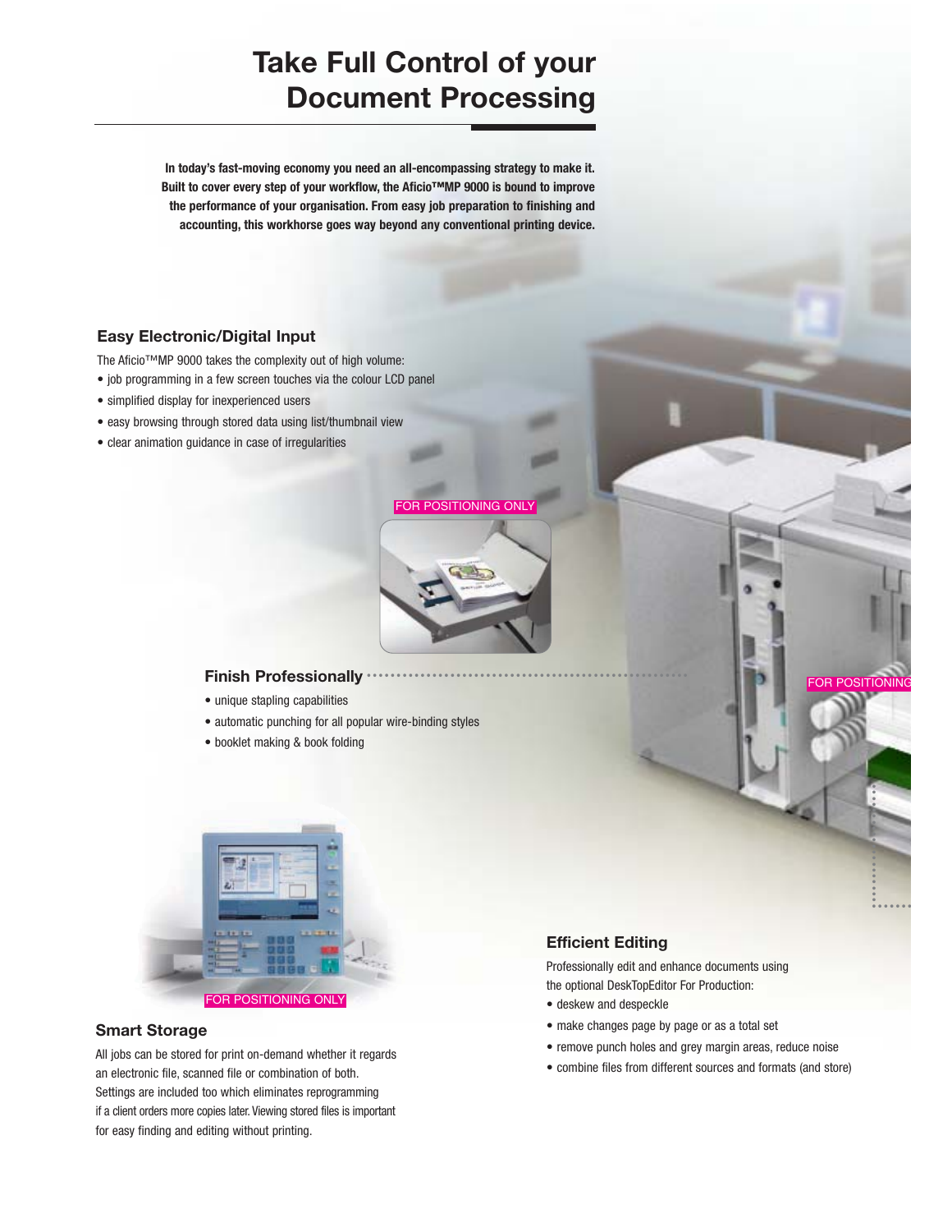# Take Full Control of your Document Processing

**In today's fast-moving economy you need an all-encompassing strategy to make it. Built to cover every step of your workflow, the Aficio™MP 9000 is bound to improve the performance of your organisation. From easy job preparation to finishing and accounting, this workhorse goes way beyond any conventional printing device.**

### Easy Electronic/Digital Input

The Aficio™MP 9000 takes the complexity out of high volume:

- job programming in a few screen touches via the colour LCD panel
- simplified display for inexperienced users
- easy browsing through stored data using list/thumbnail view
- clear animation guidance in case of irregularities

FOR POSITIONING ONLY

### Finish Professionally

- unique stapling capabilities
- automatic punching for all popular wire-binding styles
- booklet making & book folding

FOR POSITIONING

FOR POSITIONING ONLY

### Smart Storage

All jobs can be stored for print on-demand whether it regards an electronic file, scanned file or combination of both. Settings are included too which eliminates reprogramming if a client orders more copies later. Viewing stored files is important for easy finding and editing without printing.

### Efficient Editing

Professionally edit and enhance documents using the optional DeskTopEditor For Production:

- deskew and despeckle
- make changes page by page or as a total set
- remove punch holes and grey margin areas, reduce noise
- combine files from different sources and formats (and store)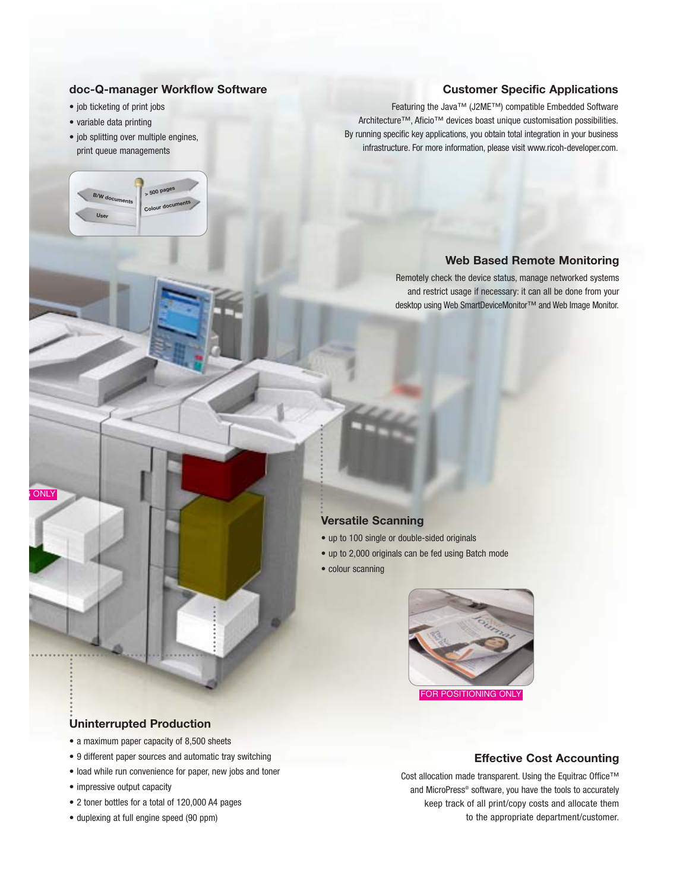## doc-Q-manager Workflow Software

- job ticketing of print jobs
- variable data printing
- job splitting over multiple engines, print queue managements

## Customer Specific Applications

Featuring the Java™ (J2ME™) compatible Embedded Software Architecture™, Aficio™ devices boast unique customisation possibilities. By running specific key applications, you obtain total integration in your business infrastructure. For more information, please visit www.ricoh-developer.com.

## Web Based Remote Monitoring

Remotely check the device status, manage networked systems and restrict usage if necessary: it can all be done from your desktop using Web SmartDeviceMonitor™ and Web Image Monitor.

## Versatile Scanning

- up to 100 single or double-sided originals
- up to 2,000 originals can be fed using Batch mode
- colour scanning

## Uninterrupted Production

- a maximum paper capacity of 8,500 sheets
- 9 different paper sources and automatic tray switching
- load while run convenience for paper, new jobs and toner
- impressive output capacity
- 2 toner bottles for a total of 120,000 A4 pages
- duplexing at full engine speed (90 ppm)

## Effective Cost Accounting

Cost allocation made transparent. Using the Equitrac Office™ and MicroPress® software, you have the tools to accurately keep track of all print/copy costs and allocate them to the appropriate department/customer.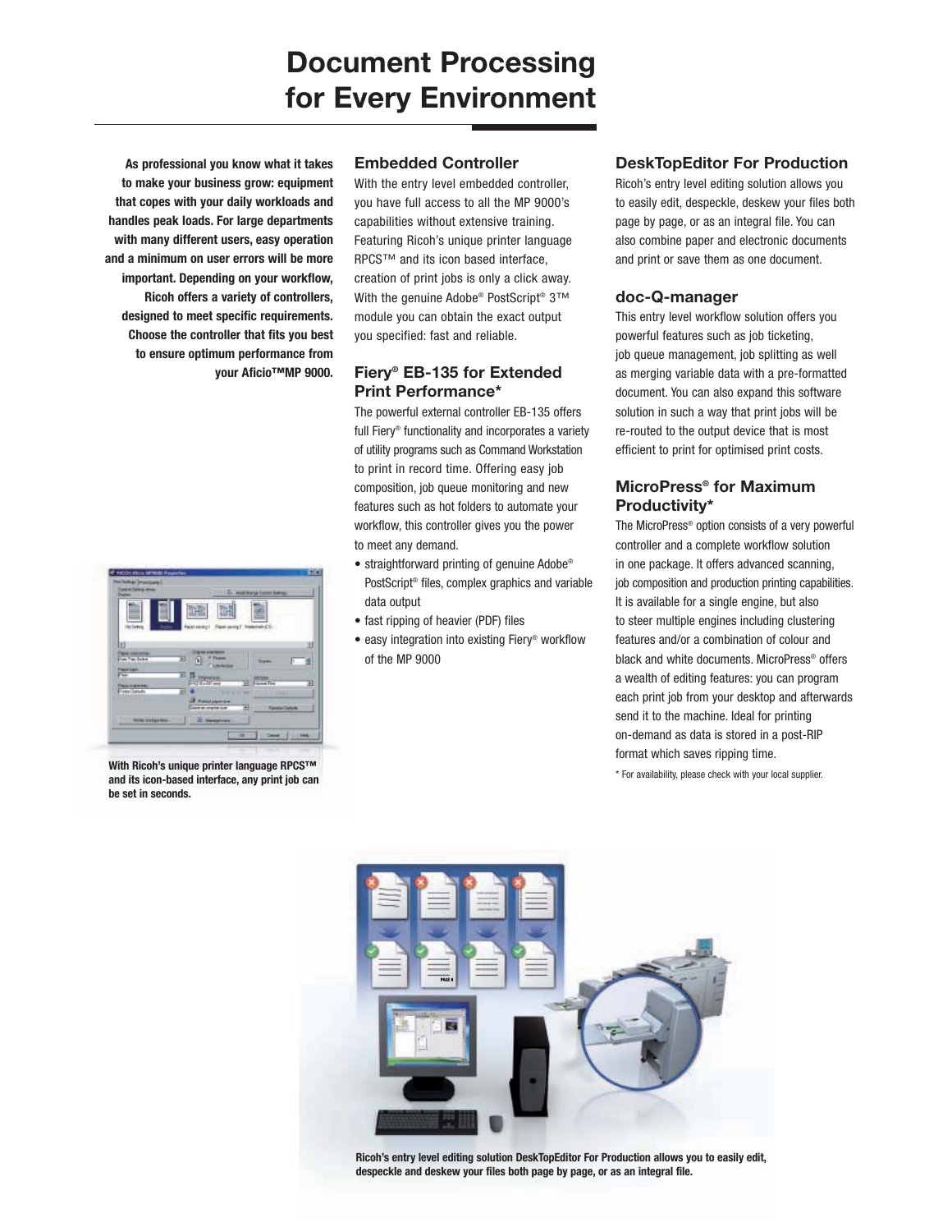# Document Processing for Every Environment

**As professional you know what it takes to make your business grow: equipment that copes with your daily workloads and handles peak loads. For large departments with many different users, easy operation and a minimum on user errors will be more important. Depending on your workflow, Ricoh offers a variety of controllers, designed to meet specific requirements. Choose the controller that fits you best to ensure optimum performance from your Aficio™MP 9000.**

**With Ricoh's unique printer language RPCS™ and its icon-based interface, any print job can be set in seconds.**

## Embedded Controller

With the entry level embedded controller, you have full access to all the MP 9000's capabilities without extensive training. Featuring Ricoh's unique printer language RPCS™ and its icon based interface, creation of print jobs is only a click away. With the genuine Adobe® PostScript® 3™ module you can obtain the exact output you specified: fast and reliable.

## Fiery® EB-135 for Extended Print Performance*

The powerful external controller EB-135 offers full Fiery® functionality and incorporates a variety of utility programs such as Command Workstation to print in record time. Offering easy job composition, job queue monitoring and new features such as hot folders to automate your workflow, this controller gives you the power to meet any demand.

- straightforward printing of genuine Adobe® PostScript® files, complex graphics and variable data output
- fast ripping of heavier (PDF) files
- easy integration into existing Fiery® workflow of the MP 9000

## DeskTopEditor For Production

Ricoh's entry level editing solution allows you to easily edit, despeckle, deskew your files both page by page, or as an integral file. You can also combine paper and electronic documents and print or save them as one document.

## doc-Q-manager

This entry level workflow solution offers you powerful features such as job ticketing, job queue management, job splitting as well as merging variable data with a pre-formatted document. You can also expand this software solution in such a way that print jobs will be re-routed to the output device that is most efficient to print for optimised print costs.

## MicroPress® for Maximum Productivity*

The MicroPress® option consists of a very powerful controller and a complete workflow solution in one package. It offers advanced scanning, job composition and production printing capabilities. It is available for a single engine, but also to steer multiple engines including clustering features and/or a combination of colour and black and white documents. MicroPress® offers a wealth of editing features: you can program each print job from your desktop and afterwards send it to the machine. Ideal for printing on-demand as data is stored in a post-RIP format which saves ripping time.

\* For availability, please check with your local supplier.

**Ricoh's entry level editing solution DeskTopEditor For Production allows you to easily edit, despeckle and deskew your files both page by page, or as an integral file.**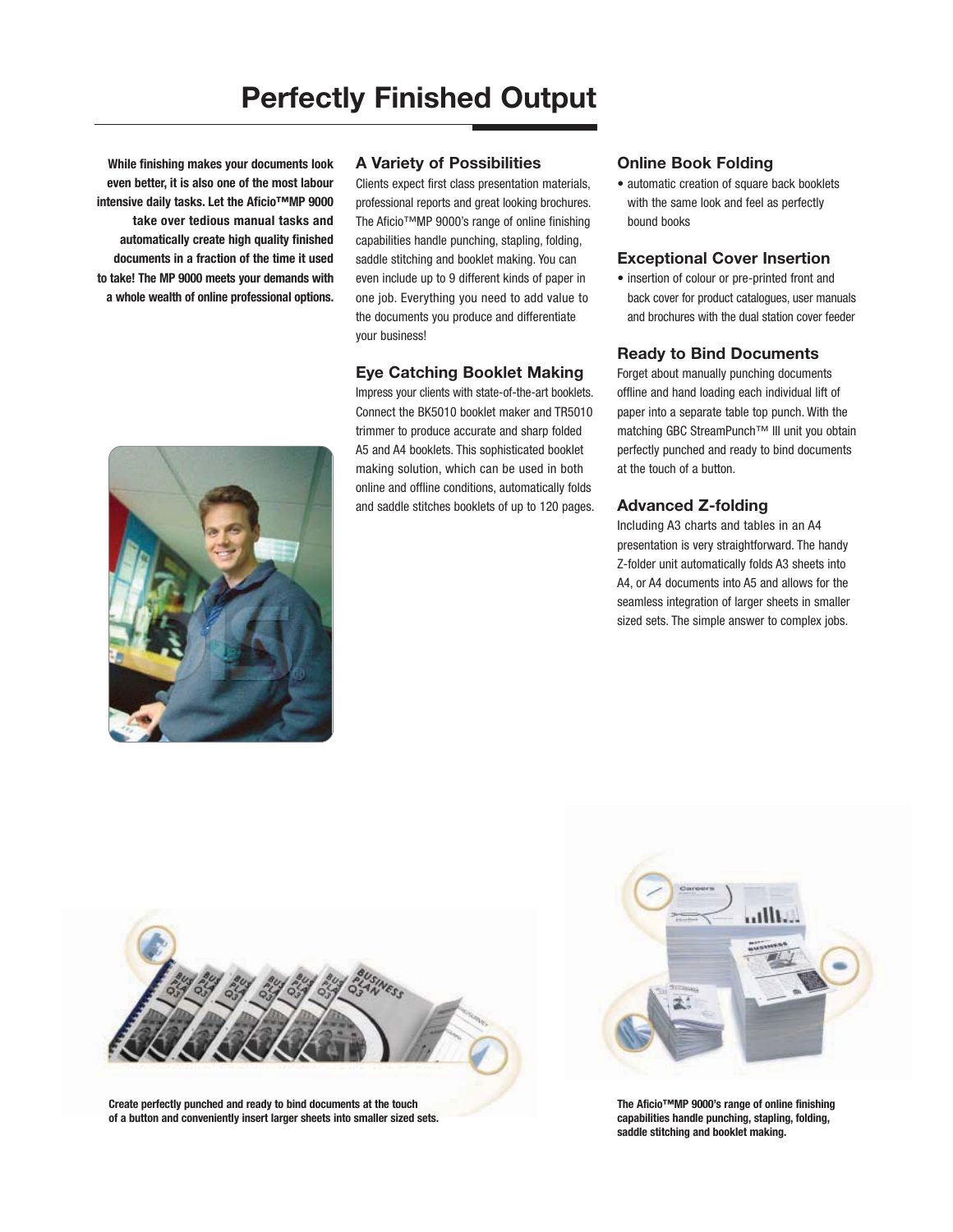# Perfectly Finished Output

**While finishing makes your documents look even better, it is also one of the most labour intensive daily tasks. Let the Aficio™MP 9000 take over tedious manual tasks and automatically create high quality finished documents in a fraction of the time it used to take! The MP 9000 meets your demands with a whole wealth of online professional options.**

## A Variety of Possibilities

Clients expect first class presentation materials, professional reports and great looking brochures. The Aficio™MP 9000's range of online finishing capabilities handle punching, stapling, folding, saddle stitching and booklet making. You can even include up to 9 different kinds of paper in one job. Everything you need to add value to the documents you produce and differentiate your business!

## Eye Catching Booklet Making

Impress your clients with state-of-the-art booklets. Connect the BK5010 booklet maker and TR5010 trimmer to produce accurate and sharp folded A5 and A4 booklets. This sophisticated booklet making solution, which can be used in both online and offline conditions, automatically folds and saddle stitches booklets of up to 120 pages.

## Online Book Folding

- automatic creation of square back booklets with the same look and feel as perfectly bound books

## Exceptional Cover Insertion

- insertion of colour or pre-printed front and back cover for product catalogues, user manuals and brochures with the dual station cover feeder

## Ready to Bind Documents

Forget about manually punching documents offline and hand loading each individual lift of paper into a separate table top punch. With the matching GBC StreamPunch™ III unit you obtain perfectly punched and ready to bind documents at the touch of a button.

## Advanced Z-folding

Including A3 charts and tables in an A4 presentation is very straightforward. The handy Z-folder unit automatically folds A3 sheets into A4, or A4 documents into A5 and allows for the seamless integration of larger sheets in smaller sized sets. The simple answer to complex jobs.

**Create perfectly punched and ready to bind documents at the touch of a button and conveniently insert larger sheets into smaller sized sets.**

**The Aficio™MP 9000's range of online finishing capabilities handle punching, stapling, folding, saddle stitching and booklet making.**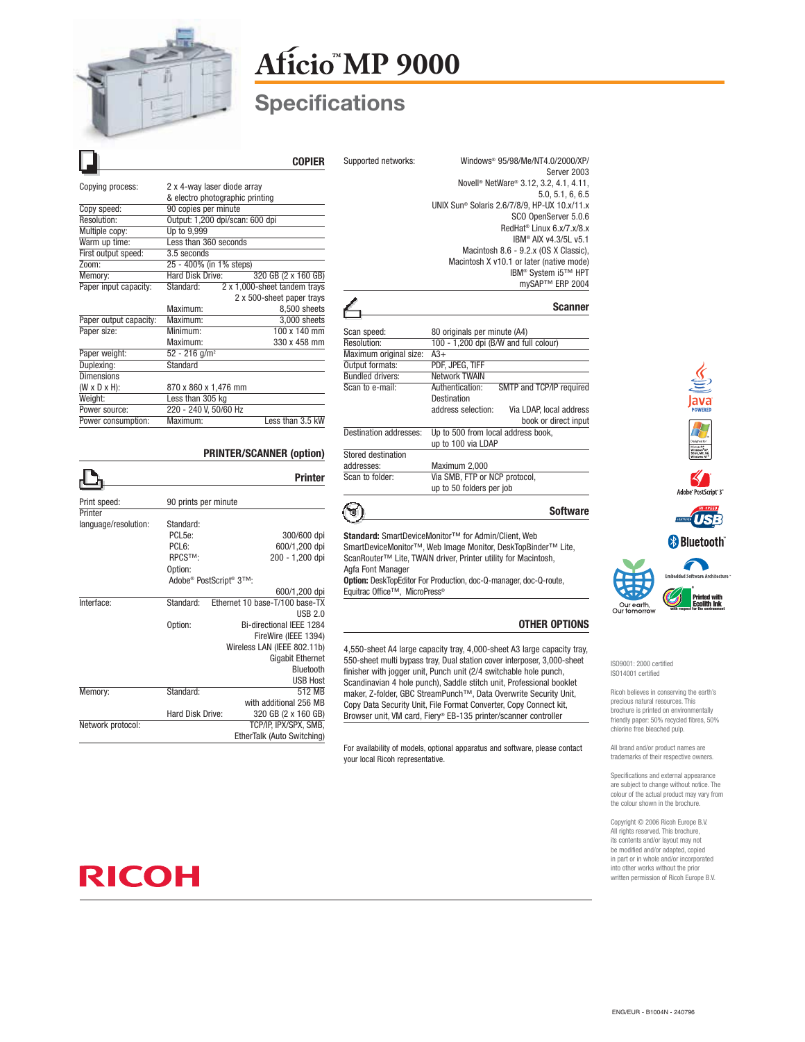# Aficio™ MP 9000

## Specifications

### COPIER

| | | |
|---|---|---|
| Copying process: | 2 x 4-way laser diode array & electro photographic printing | |
| Copy speed: | 90 copies per minute | |
| Resolution: | Output: 1,200 dpi/scan: 600 dpi | |
| Multiple copy: | Up to 9,999 | |
| Warm up time: | Less than 360 seconds | |
| First output speed: | 3.5 seconds | |
| Zoom: | 25 - 400% (in 1% steps) | |
| Memory: | Hard Disk Drive: | 320 GB (2 x 160 GB) |
| Paper input capacity: | Standard: | 2 x 1,000-sheet tandem trays 2 x 500-sheet paper trays |
| | Maximum: | 8,500 sheets |
| Paper output capacity: | Maximum: | 3,000 sheets |
| Paper size: | Minimum: | 100 x 140 mm |
| | Maximum: | 330 x 458 mm |
| Paper weight: | 52 - 216 g/m² | |
| Duplexing: | Standard | |
| Dimensions (W x D x H): | 870 x 860 x 1,476 mm | |
| Weight: | Less than 305 kg | |
| Power source: | 220 - 240 V, 50/60 Hz | |
| Power consumption: | Maximum: | Less than 3.5 kW |

### PRINTER/SCANNER (option)

#### Printer

| | | |
|---|---|---|
| Print speed: | 90 prints per minute | |
| Printer language/resolution: | Standard: | |
| | PCL5e: | 300/600 dpi |
| | PCL6: | 600/1,200 dpi |
| | RPCS™: | 200 - 1,200 dpi |
| | Option: | |
| | Adobe® PostScript® 3™: | 600/1,200 dpi |
| Interface: | Standard: | Ethernet 10 base-T/100 base-TX USB 2.0 |
| | Option: | Bi-directional IEEE 1284 FireWire (IEEE 1394) Wireless LAN (IEEE 802.11b) Gigabit Ethernet Bluetooth USB Host |
| Memory: | Standard: | 512 MB with additional 256 MB |
| | Hard Disk Drive: | 320 GB (2 x 160 GB) |
| Network protocol: | | TCP/IP, IPX/SPX, SMB, EtherTalk (Auto Switching) |
| Supported networks: | | Windows® 95/98/Me/NT4.0/2000/XP/ Server 2003 Novell® NetWare® 3.12, 3.2, 4.1, 4.11, 5.0, 5.1, 6, 6.5 UNIX Sun® Solaris 2.6/7/8/9, HP-UX 10.x/11.x SCO OpenServer 5.0.6 RedHat® Linux 6.x/7.x/8.x IBM® AIX v4.3/5L v5.1 Macintosh 8.6 - 9.2.x (OS X Classic), Macintosh X v10.1 or later (native mode) IBM® System i5™ HPT mySAP™ ERP 2004 |

#### Scanner

| | | |
|---|---|---|
| Scan speed: | 80 originals per minute (A4) | |
| Resolution: | 100 - 1,200 dpi (B/W and full colour) | |
| Maximum original size: | A3+ | |
| Output formats: | PDF, JPEG, TIFF | |
| Bundled drivers: | Network TWAIN | |
| Scan to e-mail: | Authentication: | SMTP and TCP/IP required |
| | Destination address selection: | Via LDAP, local address book or direct input |
| Destination addresses: | Up to 500 from local address book, up to 100 via LDAP | |
| Stored destination addresses: | Maximum 2,000 | |
| Scan to folder: | Via SMB, FTP or NCP protocol, up to 50 folders per job | |

#### Software

**Standard:** SmartDeviceMonitor™ for Admin/Client, Web SmartDeviceMonitor™, Web Image Monitor, DeskTopBinder™ Lite, ScanRouter™ Lite, TWAIN driver, Printer utility for Macintosh, Agfa Font Manager

**Option:** DeskTopEditor For Production, doc-Q-manager, doc-Q-route, Equitrac Office™, MicroPress®

### OTHER OPTIONS

4,550-sheet A4 large capacity tray, 4,000-sheet A3 large capacity tray, 550-sheet multi bypass tray, Dual station cover interposer, 3,000-sheet finisher with jogger unit, Punch unit (2/4 switchable hole punch, Scandinavian 4 hole punch), Saddle stitch unit, Professional booklet maker, Z-folder, GBC StreamPunch™, Data Overwrite Security Unit, Copy Data Security Unit, File Format Converter, Copy Connect kit, Browser unit, VM card, Fiery® EB-135 printer/scanner controller

For availability of models, optional apparatus and software, please contact your local Ricoh representative.

ISO9001: 2000 certified
ISO14001 certified

Ricoh believes in conserving the earth's precious natural resources. This brochure is printed on environmentally friendly paper: 50% recycled fibres, 50% chlorine free bleached pulp.

All brand and/or product names are trademarks of their respective owners.

Specifications and external appearance are subject to change without notice. The colour of the actual product may vary from the colour shown in the brochure.

Copyright © 2006 Ricoh Europe B.V. All rights reserved. This brochure, its contents and/or layout may not be modified and/or adapted, copied in part or in whole and/or incorporated into other works without the prior written permission of Ricoh Europe B.V.

RICOH

ENG/EUR - B1004N - 240796